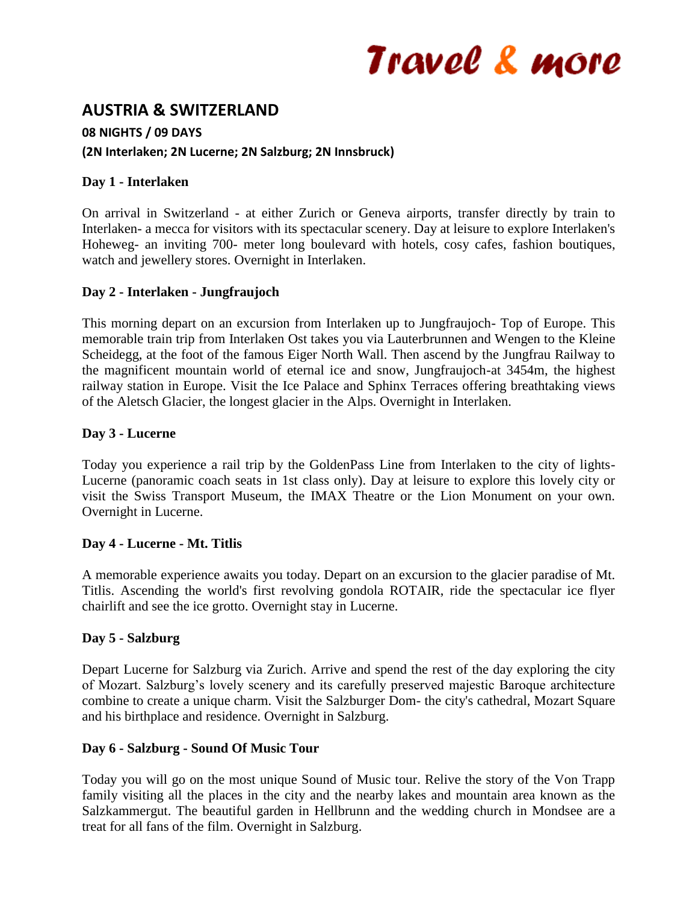# Travel & more

## AUSTRIA & SWITZERLAND

**08 NIGHTS / 09 DAYS**

**(2N Interlaken; 2N Lucerne; 2N Salzburg; 2N Innsbruck)**

### Day 1 - Interlaken

On arrival in Switzerland - at either Zurich or Geneva airports, transfer directly by train to Interlaken- a mecca for visitors with its spectacular scenery. Day at leisure to explore Interlaken's Hoheweg- an inviting 700- meter long boulevard with hotels, cosy cafes, fashion boutiques, watch and jewellery stores. Overnight in Interlaken.

### Day 2 - Interlaken - Jungfraujoch

This morning depart on an excursion from Interlaken up to Jungfraujoch- Top of Europe. This memorable train trip from Interlaken Ost takes you via Lauterbrunnen and Wengen to the Kleine Scheidegg, at the foot of the famous Eiger North Wall. Then ascend by the Jungfrau Railway to the magnificent mountain world of eternal ice and snow, Jungfraujoch-at 3454m, the highest railway station in Europe. Visit the Ice Palace and Sphinx Terraces offering breathtaking views of the Aletsch Glacier, the longest glacier in the Alps. Overnight in Interlaken.

### Day 3 - Lucerne

Today you experience a rail trip by the GoldenPass Line from Interlaken to the city of lights- Lucerne (panoramic coach seats in 1st class only). Day at leisure to explore this lovely city or visit the Swiss Transport Museum, the IMAX Theatre or the Lion Monument on your own. Overnight in Lucerne.

### Day 4 - Lucerne - Mt. Titlis

A memorable experience awaits you today. Depart on an excursion to the glacier paradise of Mt. Titlis. Ascending the world's first revolving gondola ROTAIR, ride the spectacular ice flyer chairlift and see the ice grotto. Overnight stay in Lucerne.

### Day 5 - Salzburg

Depart Lucerne for Salzburg via Zurich. Arrive and spend the rest of the day exploring the city of Mozart. Salzburg's lovely scenery and its carefully preserved majestic Baroque architecture combine to create a unique charm. Visit the Salzburger Dom- the city's cathedral, Mozart Square and his birthplace and residence. Overnight in Salzburg.

### Day 6 - Salzburg - Sound Of Music Tour

Today you will go on the most unique Sound of Music tour. Relive the story of the Von Trapp family visiting all the places in the city and the nearby lakes and mountain area known as the Salzkammergut. The beautiful garden in Hellbrunn and the wedding church in Mondsee are a treat for all fans of the film. Overnight in Salzburg.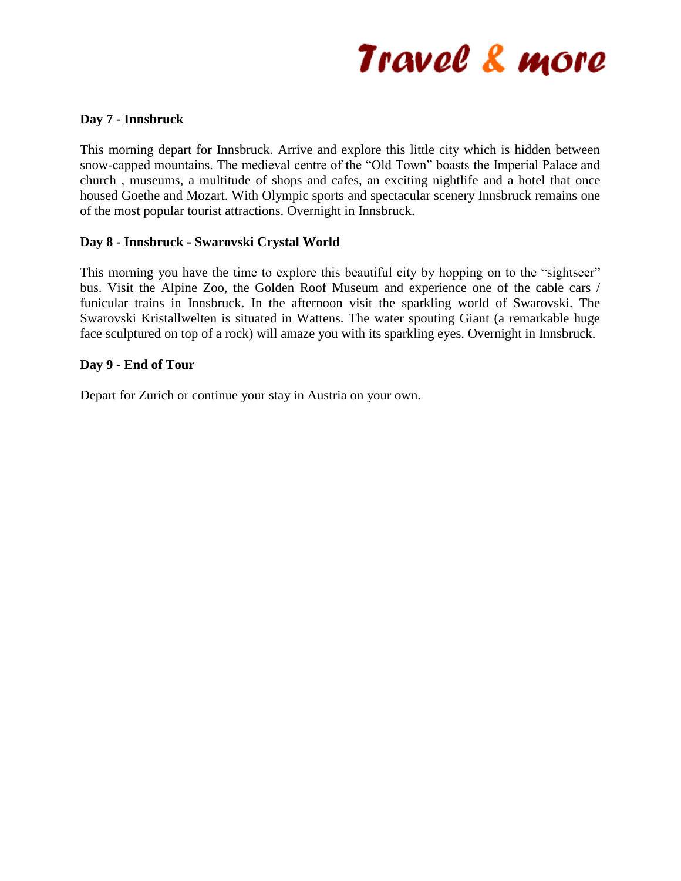**Day 7 - Innsbruck**

This morning depart for Innsbruck. Arrive and explore this little city which is hidden between snow-capped mountains. The medieval centre of the "Old Town" boasts the Imperial Palace and church , museums, a multitude of shops and cafes, an exciting nightlife and a hotel that once housed Goethe and Mozart. With Olympic sports and spectacular scenery Innsbruck remains one of the most popular tourist attractions. Overnight in Innsbruck.

**Day 8 - Innsbruck - Swarovski Crystal World**

This morning you have the time to explore this beautiful city by hopping on to the "sightseer" bus. Visit the Alpine Zoo, the Golden Roof Museum and experience one of the cable cars / funicular trains in Innsbruck. In the afternoon visit the sparkling world of Swarovski. The Swarovski Kristallwelten is situated in Wattens. The water spouting Giant (a remarkable huge face sculptured on top of a rock) will amaze you with its sparkling eyes. Overnight in Innsbruck.

**Day 9 - End of Tour**

Depart for Zurich or continue your stay in Austria on your own.